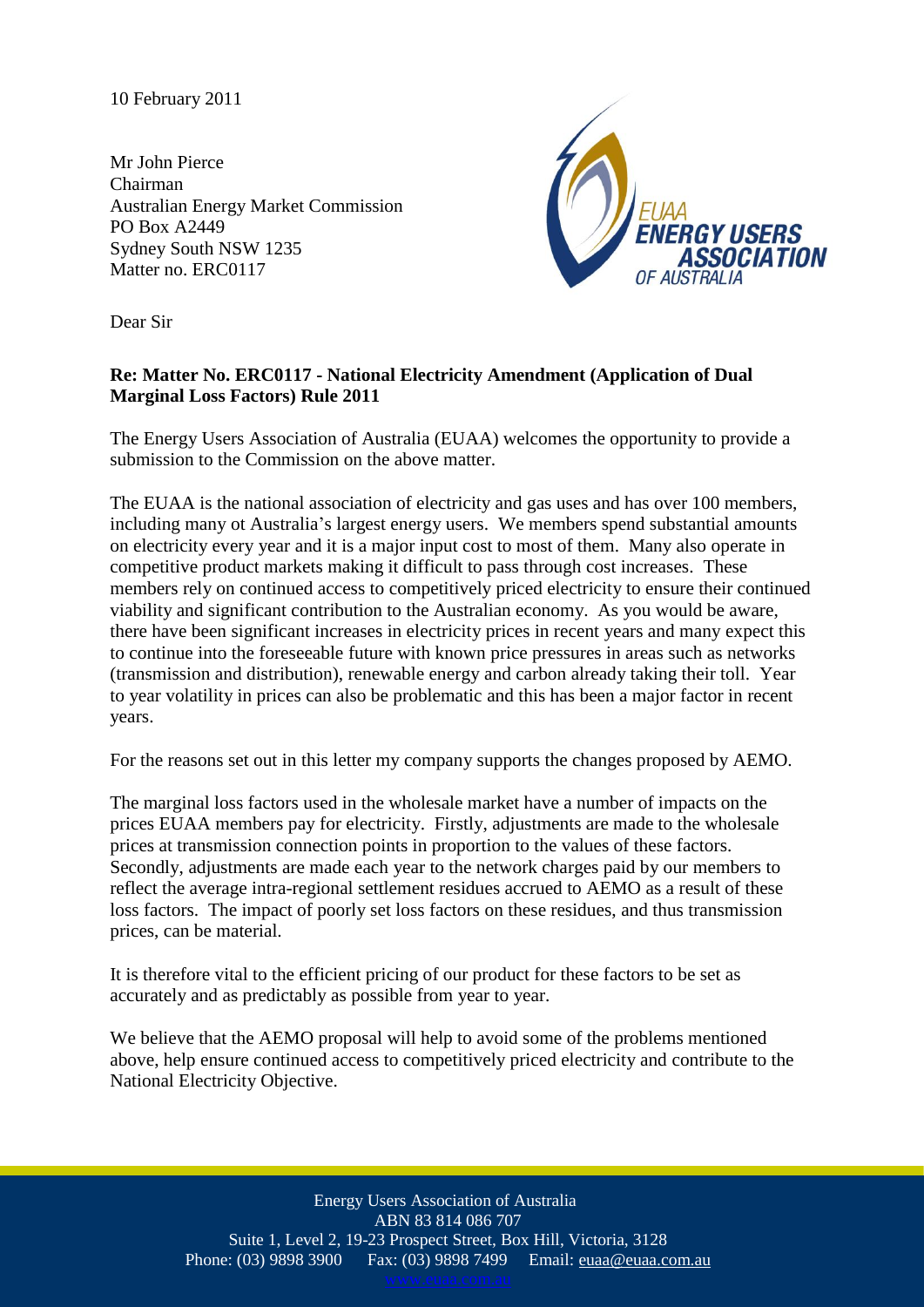10 February 2011

Mr John Pierce
Chairman
Australian Energy Market Commission
PO Box A2449
Sydney South NSW 1235
Matter no. ERC0117

Dear Sir

**Re: Matter No. ERC0117 - National Electricity Amendment (Application of Dual Marginal Loss Factors) Rule 2011**

The Energy Users Association of Australia (EUAA) welcomes the opportunity to provide a submission to the Commission on the above matter.

The EUAA is the national association of electricity and gas uses and has over 100 members, including many ot Australia's largest energy users. We members spend substantial amounts on electricity every year and it is a major input cost to most of them. Many also operate in competitive product markets making it difficult to pass through cost increases. These members rely on continued access to competitively priced electricity to ensure their continued viability and significant contribution to the Australian economy. As you would be aware, there have been significant increases in electricity prices in recent years and many expect this to continue into the foreseeable future with known price pressures in areas such as networks (transmission and distribution), renewable energy and carbon already taking their toll. Year to year volatility in prices can also be problematic and this has been a major factor in recent years.

For the reasons set out in this letter my company supports the changes proposed by AEMO.

The marginal loss factors used in the wholesale market have a number of impacts on the prices EUAA members pay for electricity. Firstly, adjustments are made to the wholesale prices at transmission connection points in proportion to the values of these factors. Secondly, adjustments are made each year to the network charges paid by our members to reflect the average intra-regional settlement residues accrued to AEMO as a result of these loss factors. The impact of poorly set loss factors on these residues, and thus transmission prices, can be material.

It is therefore vital to the efficient pricing of our product for these factors to be set as accurately and as predictably as possible from year to year.

We believe that the AEMO proposal will help to avoid some of the problems mentioned above, help ensure continued access to competitively priced electricity and contribute to the National Electricity Objective.

Energy Users Association of Australia
ABN 83 814 086 707
Suite 1, Level 2, 19-23 Prospect Street, Box Hill, Victoria, 3128
Phone: (03) 9898 3900 Fax: (03) 9898 7499 Email: euaa@euaa.com.au
www.euaa.com.au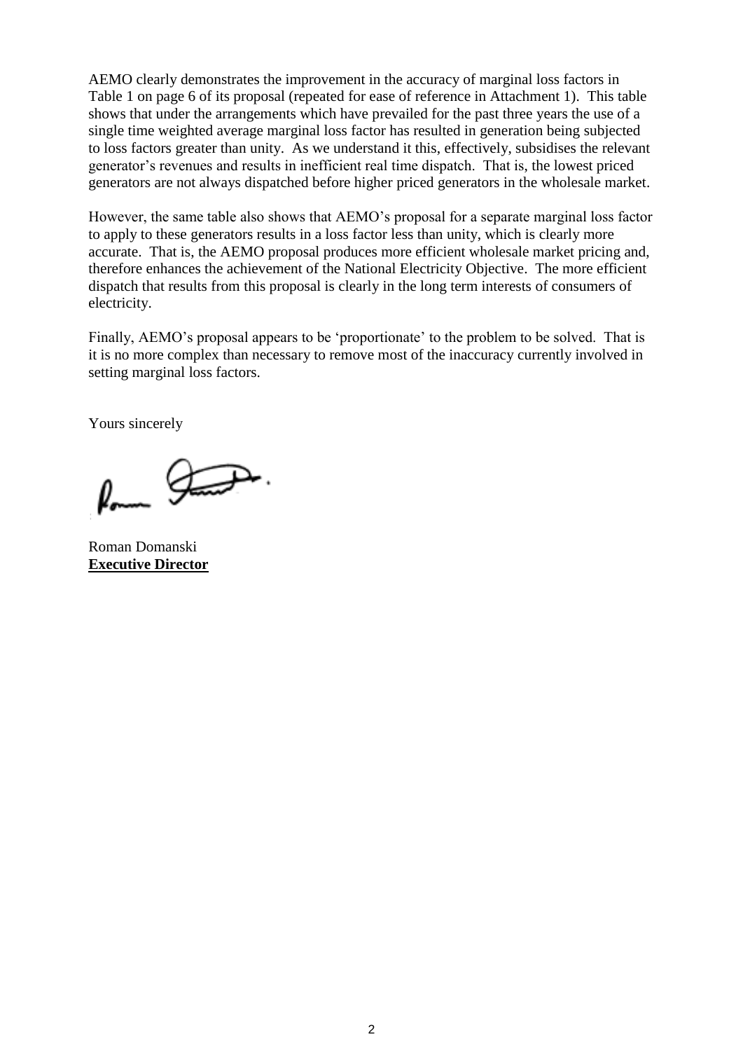AEMO clearly demonstrates the improvement in the accuracy of marginal loss factors in Table 1 on page 6 of its proposal (repeated for ease of reference in Attachment 1). This table shows that under the arrangements which have prevailed for the past three years the use of a single time weighted average marginal loss factor has resulted in generation being subjected to loss factors greater than unity. As we understand it this, effectively, subsidises the relevant generator's revenues and results in inefficient real time dispatch. That is, the lowest priced generators are not always dispatched before higher priced generators in the wholesale market.

However, the same table also shows that AEMO's proposal for a separate marginal loss factor to apply to these generators results in a loss factor less than unity, which is clearly more accurate. That is, the AEMO proposal produces more efficient wholesale market pricing and, therefore enhances the achievement of the National Electricity Objective. The more efficient dispatch that results from this proposal is clearly in the long term interests of consumers of electricity.

Finally, AEMO's proposal appears to be 'proportionate' to the problem to be solved. That is it is no more complex than necessary to remove most of the inaccuracy currently involved in setting marginal loss factors.

Yours sincerely

Roman Domanski
**Executive Director**